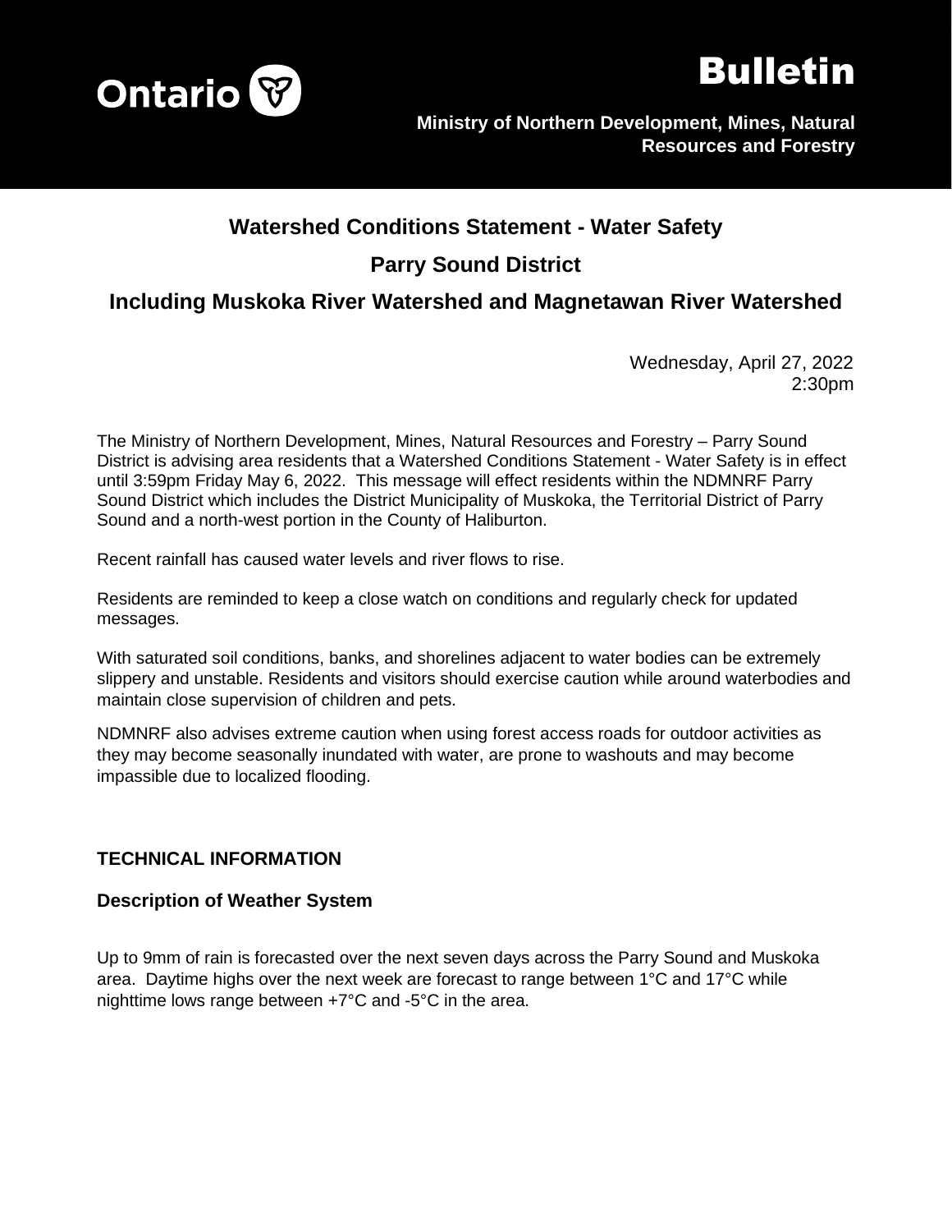Ontario

# Bulletin

**Ministry of Northern Development, Mines, Natural Resources and Forestry**

## Watershed Conditions Statement - Water Safety

## Parry Sound District

## Including Muskoka River Watershed and Magnetawan River Watershed

Wednesday, April 27, 2022
2:30pm

The Ministry of Northern Development, Mines, Natural Resources and Forestry – Parry Sound District is advising area residents that a Watershed Conditions Statement - Water Safety is in effect until 3:59pm Friday May 6, 2022. This message will effect residents within the NDMNRF Parry Sound District which includes the District Municipality of Muskoka, the Territorial District of Parry Sound and a north-west portion in the County of Haliburton.

Recent rainfall has caused water levels and river flows to rise.

Residents are reminded to keep a close watch on conditions and regularly check for updated messages.

With saturated soil conditions, banks, and shorelines adjacent to water bodies can be extremely slippery and unstable. Residents and visitors should exercise caution while around waterbodies and maintain close supervision of children and pets.

NDMNRF also advises extreme caution when using forest access roads for outdoor activities as they may become seasonally inundated with water, are prone to washouts and may become impassible due to localized flooding.

### TECHNICAL INFORMATION

#### Description of Weather System

Up to 9mm of rain is forecasted over the next seven days across the Parry Sound and Muskoka area. Daytime highs over the next week are forecast to range between 1°C and 17°C while nighttime lows range between +7°C and -5°C in the area.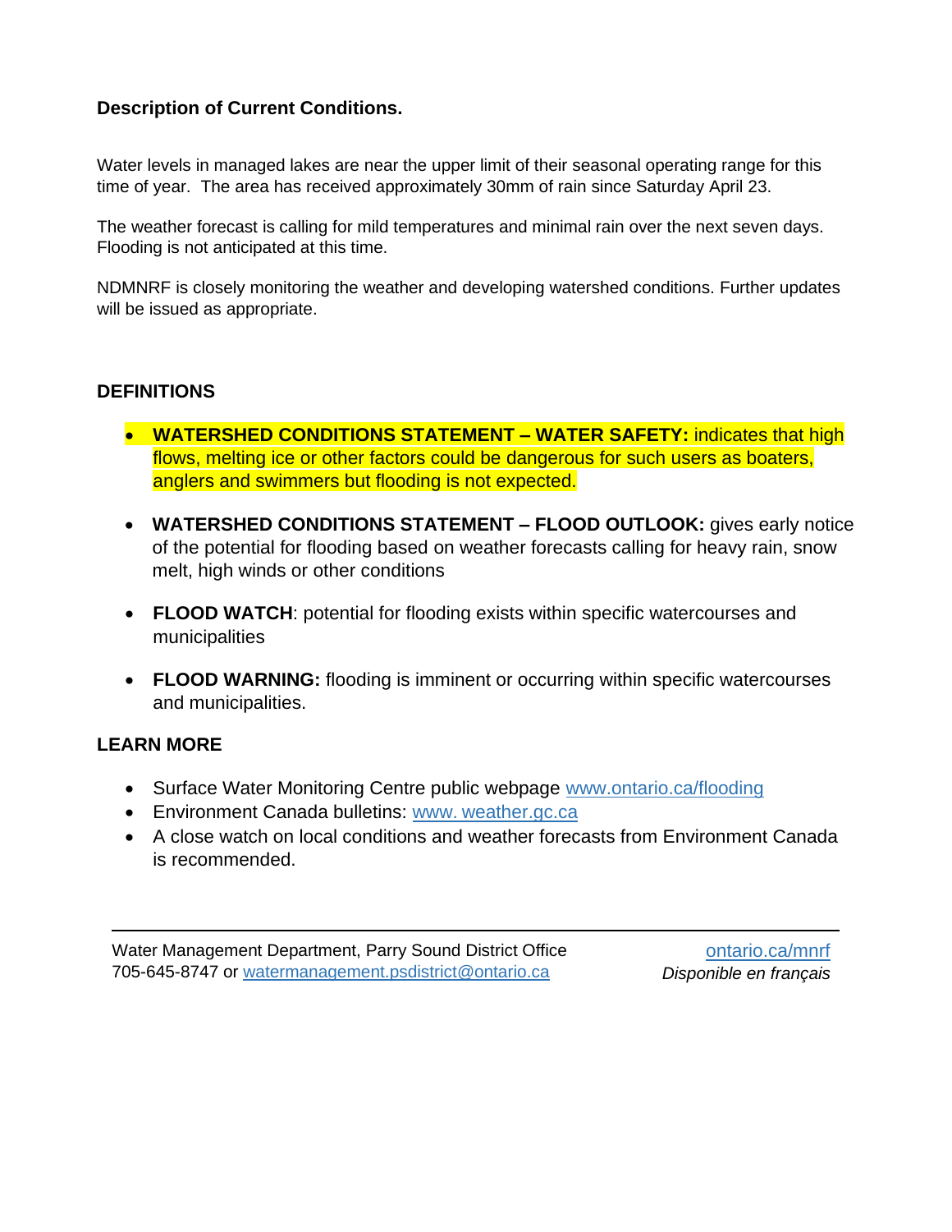### Description of Current Conditions.

Water levels in managed lakes are near the upper limit of their seasonal operating range for this time of year. The area has received approximately 30mm of rain since Saturday April 23.

The weather forecast is calling for mild temperatures and minimal rain over the next seven days. Flooding is not anticipated at this time.

NDMNRF is closely monitoring the weather and developing watershed conditions. Further updates will be issued as appropriate.

### DEFINITIONS

- **WATERSHED CONDITIONS STATEMENT – WATER SAFETY:** indicates that high flows, melting ice or other factors could be dangerous for such users as boaters, anglers and swimmers but flooding is not expected.
- **WATERSHED CONDITIONS STATEMENT – FLOOD OUTLOOK:** gives early notice of the potential for flooding based on weather forecasts calling for heavy rain, snow melt, high winds or other conditions
- **FLOOD WATCH**: potential for flooding exists within specific watercourses and municipalities
- **FLOOD WARNING:** flooding is imminent or occurring within specific watercourses and municipalities.

### LEARN MORE

- Surface Water Monitoring Centre public webpage www.ontario.ca/flooding
- Environment Canada bulletins: www. weather.gc.ca
- A close watch on local conditions and weather forecasts from Environment Canada is recommended.

---

Water Management Department, Parry Sound District Office
705-645-8747 or watermanagement.psdistrict@ontario.ca

ontario.ca/mnrf
*Disponible en français*